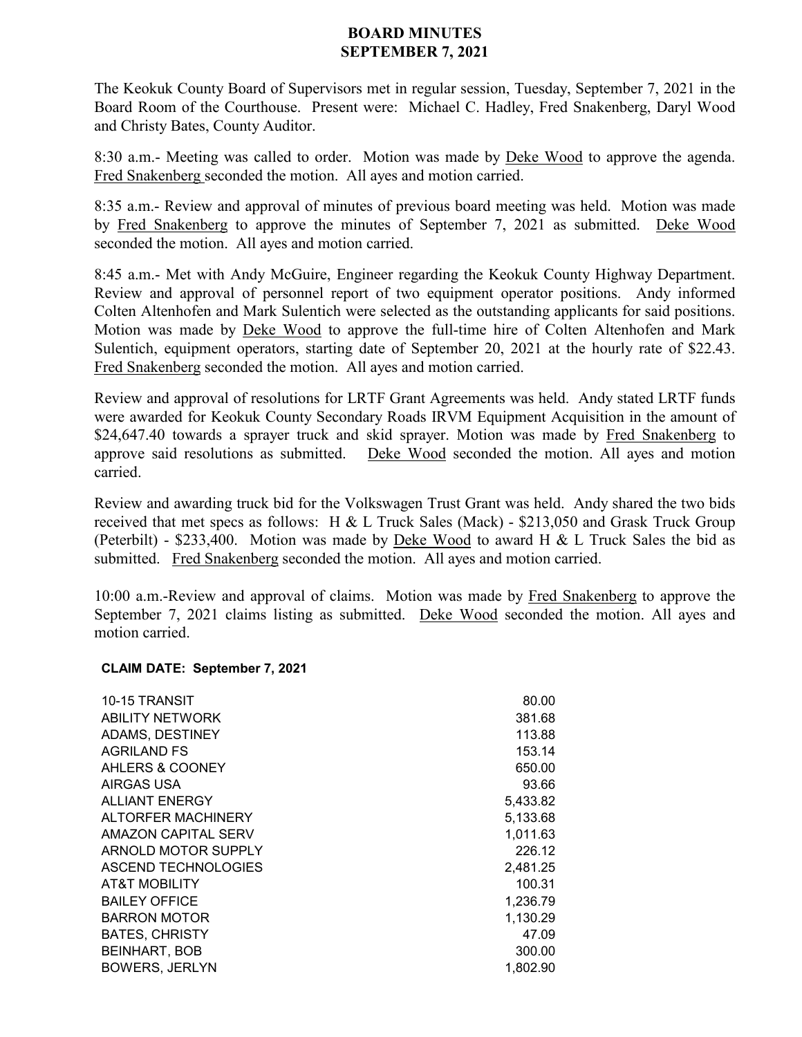# BOARD MINUTES
## SEPTEMBER 7, 2021

The Keokuk County Board of Supervisors met in regular session, Tuesday, September 7, 2021 in the Board Room of the Courthouse. Present were: Michael C. Hadley, Fred Snakenberg, Daryl Wood and Christy Bates, County Auditor.

8:30 a.m.- Meeting was called to order. Motion was made by Deke Wood to approve the agenda. Fred Snakenberg seconded the motion. All ayes and motion carried.

8:35 a.m.- Review and approval of minutes of previous board meeting was held. Motion was made by Fred Snakenberg to approve the minutes of September 7, 2021 as submitted. Deke Wood seconded the motion. All ayes and motion carried.

8:45 a.m.- Met with Andy McGuire, Engineer regarding the Keokuk County Highway Department. Review and approval of personnel report of two equipment operator positions. Andy informed Colten Altenhofen and Mark Sulentich were selected as the outstanding applicants for said positions. Motion was made by Deke Wood to approve the full-time hire of Colten Altenhofen and Mark Sulentich, equipment operators, starting date of September 20, 2021 at the hourly rate of $22.43. Fred Snakenberg seconded the motion. All ayes and motion carried.

Review and approval of resolutions for LRTF Grant Agreements was held. Andy stated LRTF funds were awarded for Keokuk County Secondary Roads IRVM Equipment Acquisition in the amount of $24,647.40 towards a sprayer truck and skid sprayer. Motion was made by Fred Snakenberg to approve said resolutions as submitted. Deke Wood seconded the motion. All ayes and motion carried.

Review and awarding truck bid for the Volkswagen Trust Grant was held. Andy shared the two bids received that met specs as follows: H & L Truck Sales (Mack) - $213,050 and Grask Truck Group (Peterbilt) - $233,400. Motion was made by Deke Wood to award H & L Truck Sales the bid as submitted. Fred Snakenberg seconded the motion. All ayes and motion carried.

10:00 a.m.-Review and approval of claims. Motion was made by Fred Snakenberg to approve the September 7, 2021 claims listing as submitted. Deke Wood seconded the motion. All ayes and motion carried.

**CLAIM DATE: September 7, 2021**

| | |
|---|---:|
| 10-15 TRANSIT | 80.00 |
| ABILITY NETWORK | 381.68 |
| ADAMS, DESTINEY | 113.88 |
| AGRILAND FS | 153.14 |
| AHLERS & COONEY | 650.00 |
| AIRGAS USA | 93.66 |
| ALLIANT ENERGY | 5,433.82 |
| ALTORFER MACHINERY | 5,133.68 |
| AMAZON CAPITAL SERV | 1,011.63 |
| ARNOLD MOTOR SUPPLY | 226.12 |
| ASCEND TECHNOLOGIES | 2,481.25 |
| AT&T MOBILITY | 100.31 |
| BAILEY OFFICE | 1,236.79 |
| BARRON MOTOR | 1,130.29 |
| BATES, CHRISTY | 47.09 |
| BEINHART, BOB | 300.00 |
| BOWERS, JERLYN | 1,802.90 |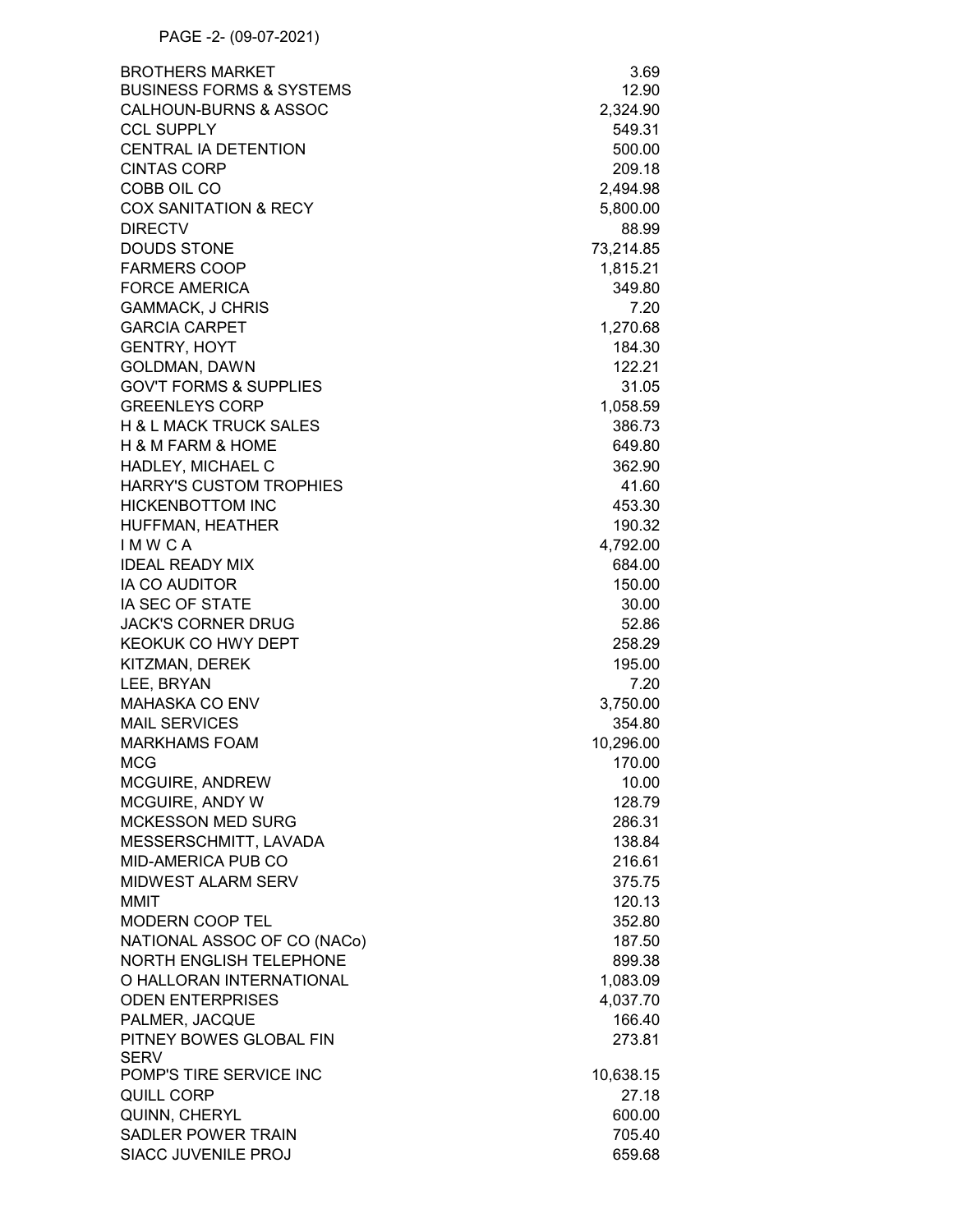PAGE -2- (09-07-2021)

| | |
|---|---|
| BROTHERS MARKET | 3.69 |
| BUSINESS FORMS & SYSTEMS | 12.90 |
| CALHOUN-BURNS & ASSOC | 2,324.90 |
| CCL SUPPLY | 549.31 |
| CENTRAL IA DETENTION | 500.00 |
| CINTAS CORP | 209.18 |
| COBB OIL CO | 2,494.98 |
| COX SANITATION & RECY | 5,800.00 |
| DIRECTV | 88.99 |
| DOUDS STONE | 73,214.85 |
| FARMERS COOP | 1,815.21 |
| FORCE AMERICA | 349.80 |
| GAMMACK, J CHRIS | 7.20 |
| GARCIA CARPET | 1,270.68 |
| GENTRY, HOYT | 184.30 |
| GOLDMAN, DAWN | 122.21 |
| GOV'T FORMS & SUPPLIES | 31.05 |
| GREENLEYS CORP | 1,058.59 |
| H & L MACK TRUCK SALES | 386.73 |
| H & M FARM & HOME | 649.80 |
| HADLEY, MICHAEL C | 362.90 |
| HARRY'S CUSTOM TROPHIES | 41.60 |
| HICKENBOTTOM INC | 453.30 |
| HUFFMAN, HEATHER | 190.32 |
| I M W C A | 4,792.00 |
| IDEAL READY MIX | 684.00 |
| IA CO AUDITOR | 150.00 |
| IA SEC OF STATE | 30.00 |
| JACK'S CORNER DRUG | 52.86 |
| KEOKUK CO HWY DEPT | 258.29 |
| KITZMAN, DEREK | 195.00 |
| LEE, BRYAN | 7.20 |
| MAHASKA CO ENV | 3,750.00 |
| MAIL SERVICES | 354.80 |
| MARKHAMS FOAM | 10,296.00 |
| MCG | 170.00 |
| MCGUIRE, ANDREW | 10.00 |
| MCGUIRE, ANDY W | 128.79 |
| MCKESSON MED SURG | 286.31 |
| MESSERSCHMITT, LAVADA | 138.84 |
| MID-AMERICA PUB CO | 216.61 |
| MIDWEST ALARM SERV | 375.75 |
| MMIT | 120.13 |
| MODERN COOP TEL | 352.80 |
| NATIONAL ASSOC OF CO (NACo) | 187.50 |
| NORTH ENGLISH TELEPHONE | 899.38 |
| O HALLORAN INTERNATIONAL | 1,083.09 |
| ODEN ENTERPRISES | 4,037.70 |
| PALMER, JACQUE | 166.40 |
| PITNEY BOWES GLOBAL FIN SERV | 273.81 |
| POMP'S TIRE SERVICE INC | 10,638.15 |
| QUILL CORP | 27.18 |
| QUINN, CHERYL | 600.00 |
| SADLER POWER TRAIN | 705.40 |
| SIACC JUVENILE PROJ | 659.68 |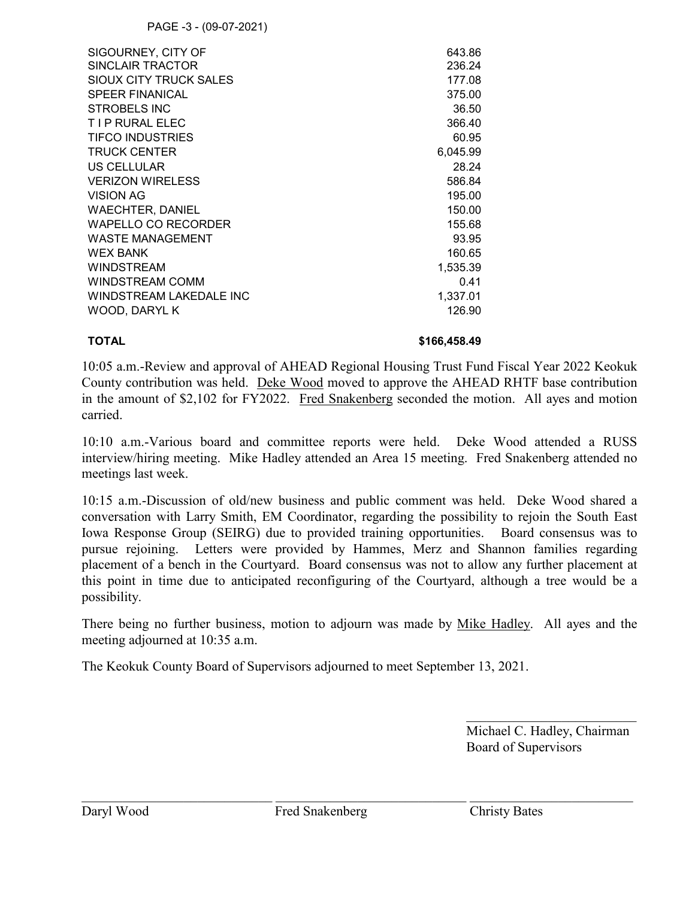| | |
|---|---|
| SIGOURNEY, CITY OF | 643.86 |
| SINCLAIR TRACTOR | 236.24 |
| SIOUX CITY TRUCK SALES | 177.08 |
| SPEER FINANICAL | 375.00 |
| STROBELS INC | 36.50 |
| T I P RURAL ELEC | 366.40 |
| TIFCO INDUSTRIES | 60.95 |
| TRUCK CENTER | 6,045.99 |
| US CELLULAR | 28.24 |
| VERIZON WIRELESS | 586.84 |
| VISION AG | 195.00 |
| WAECHTER, DANIEL | 150.00 |
| WAPELLO CO RECORDER | 155.68 |
| WASTE MANAGEMENT | 93.95 |
| WEX BANK | 160.65 |
| WINDSTREAM | 1,535.39 |
| WINDSTREAM COMM | 0.41 |
| WINDSTREAM LAKEDALE INC | 1,337.01 |
| WOOD, DARYL K | 126.90 |
| **TOTAL** | **$166,458.49** |

10:05 a.m.-Review and approval of AHEAD Regional Housing Trust Fund Fiscal Year 2022 Keokuk County contribution was held. Deke Wood moved to approve the AHEAD RHTF base contribution in the amount of $2,102 for FY2022. Fred Snakenberg seconded the motion. All ayes and motion carried.

10:10 a.m.-Various board and committee reports were held. Deke Wood attended a RUSS interview/hiring meeting. Mike Hadley attended an Area 15 meeting. Fred Snakenberg attended no meetings last week.

10:15 a.m.-Discussion of old/new business and public comment was held. Deke Wood shared a conversation with Larry Smith, EM Coordinator, regarding the possibility to rejoin the South East Iowa Response Group (SEIRG) due to provided training opportunities. Board consensus was to pursue rejoining. Letters were provided by Hammes, Merz and Shannon families regarding placement of a bench in the Courtyard. Board consensus was not to allow any further placement at this point in time due to anticipated reconfiguring of the Courtyard, although a tree would be a possibility.

There being no further business, motion to adjourn was made by Mike Hadley. All ayes and the meeting adjourned at 10:35 a.m.

The Keokuk County Board of Supervisors adjourned to meet September 13, 2021.

\_\_\_\_\_\_\_\_\_\_\_\_\_\_\_\_\_\_\_\_\_\_\_\_\_\_
Michael C. Hadley, Chairman
Board of Supervisors

\_\_\_\_\_\_\_\_\_\_\_\_\_\_\_\_\_\_\_\_\_\_\_\_\_\_ \_\_\_\_\_\_\_\_\_\_\_\_\_\_\_\_\_\_\_\_\_\_\_\_\_\_ \_\_\_\_\_\_\_\_\_\_\_\_\_\_\_\_\_\_\_\_\_\_\_\_\_\_
Daryl Wood Fred Snakenberg Christy Bates